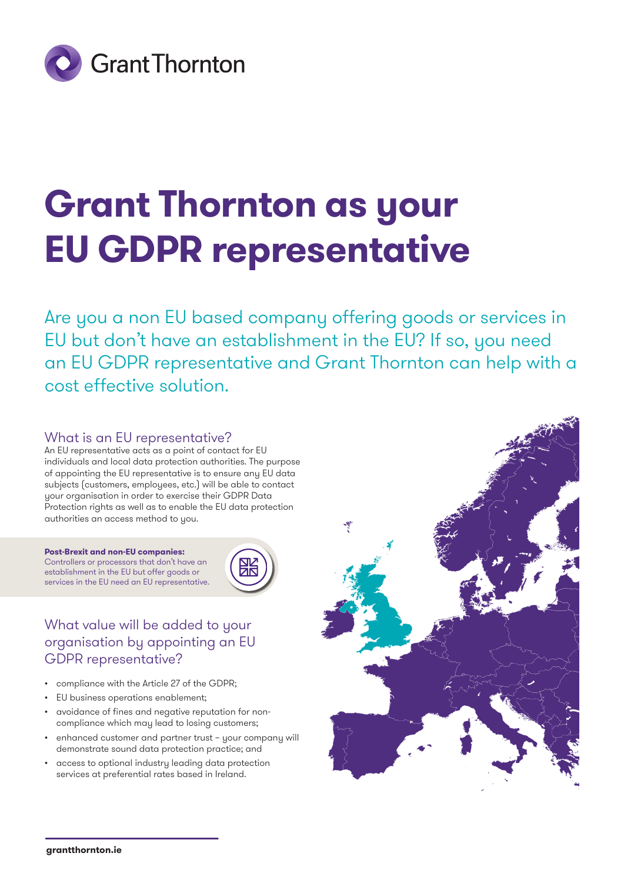# Grant Thornton as your EU GDPR representative

Are you a non EU based company offering goods or services in EU but don't have an establishment in the EU? If so, you need an EU GDPR representative and Grant Thornton can help with a cost effective solution.

## What is an EU representative?

An EU representative acts as a point of contact for EU individuals and local data protection authorities. The purpose of appointing the EU representative is to ensure any EU data subjects (customers, employees, etc.) will be able to contact your organisation in order to exercise their GDPR Data Protection rights as well as to enable the EU data protection authorities an access method to you.

**Post-Brexit and non-EU companies:**
Controllers or processors that don't have an establishment in the EU but offer goods or services in the EU need an EU representative.

## What value will be added to your organisation by appointing an EU GDPR representative?

- compliance with the Article 27 of the GDPR;
- EU business operations enablement;
- avoidance of fines and negative reputation for non-compliance which may lead to losing customers;
- enhanced customer and partner trust – your company will demonstrate sound data protection practice; and
- access to optional industry leading data protection services at preferential rates based in Ireland.

grantthornton.ie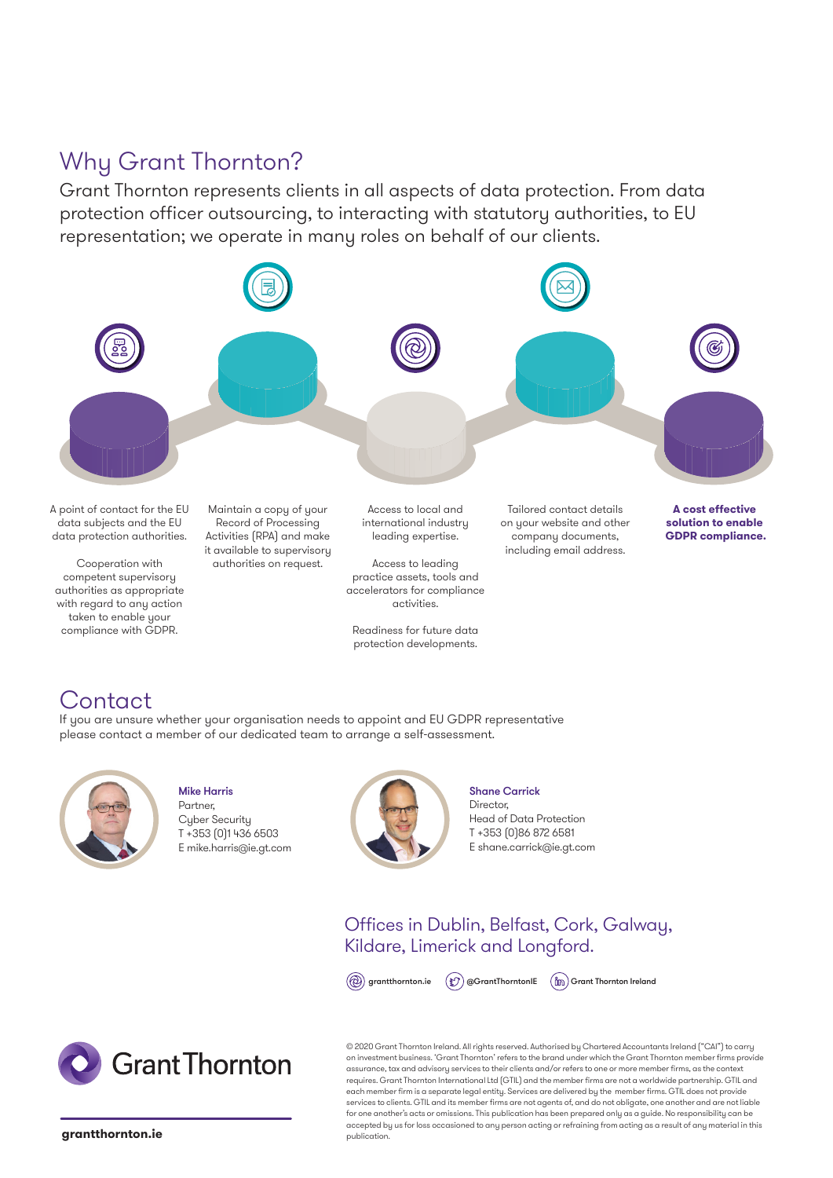## Why Grant Thornton?

Grant Thornton represents clients in all aspects of data protection. From data protection officer outsourcing, to interacting with statutory authorities, to EU representation; we operate in many roles on behalf of our clients.

A point of contact for the EU data subjects and the EU data protection authorities.

Cooperation with competent supervisory authorities as appropriate with regard to any action taken to enable your compliance with GDPR.

Maintain a copy of your Record of Processing Activities (RPA) and make it available to supervisory authorities on request.

Access to local and international industry leading expertise.

Access to leading practice assets, tools and accelerators for compliance activities.

Readiness for future data protection developments.

Tailored contact details on your website and other company documents, including email address.

**A cost effective solution to enable GDPR compliance.**

## Contact

If you are unsure whether your organisation needs to appoint and EU GDPR representative please contact a member of our dedicated team to arrange a self-assessment.

**Mike Harris**
Partner,
Cyber Security
T +353 (0)1 436 6503
E mike.harris@ie.gt.com

**Shane Carrick**
Director,
Head of Data Protection
T +353 (0)86 872 6581
E shane.carrick@ie.gt.com

Offices in Dublin, Belfast, Cork, Galway, Kildare, Limerick and Longford.

grantthornton.ie | @GrantThorntonIE | Grant Thornton Ireland

Grant Thornton

**grantthornton.ie**

© 2020 Grant Thornton Ireland. All rights reserved. Authorised by Chartered Accountants Ireland ("CAI") to carry on investment business. 'Grant Thornton' refers to the brand under which the Grant Thornton member firms provide assurance, tax and advisory services to their clients and/or refers to one or more member firms, as the context requires. Grant Thornton International Ltd (GTIL) and the member firms are not a worldwide partnership. GTIL and each member firm is a separate legal entity. Services are delivered by the member firms. GTIL does not provide services to clients. GTIL and its member firms are not agents of, and do not obligate, one another and are not liable for one another's acts or omissions. This publication has been prepared only as a guide. No responsibility can be accepted by us for loss occasioned to any person acting or refraining from acting as a result of any material in this publication.